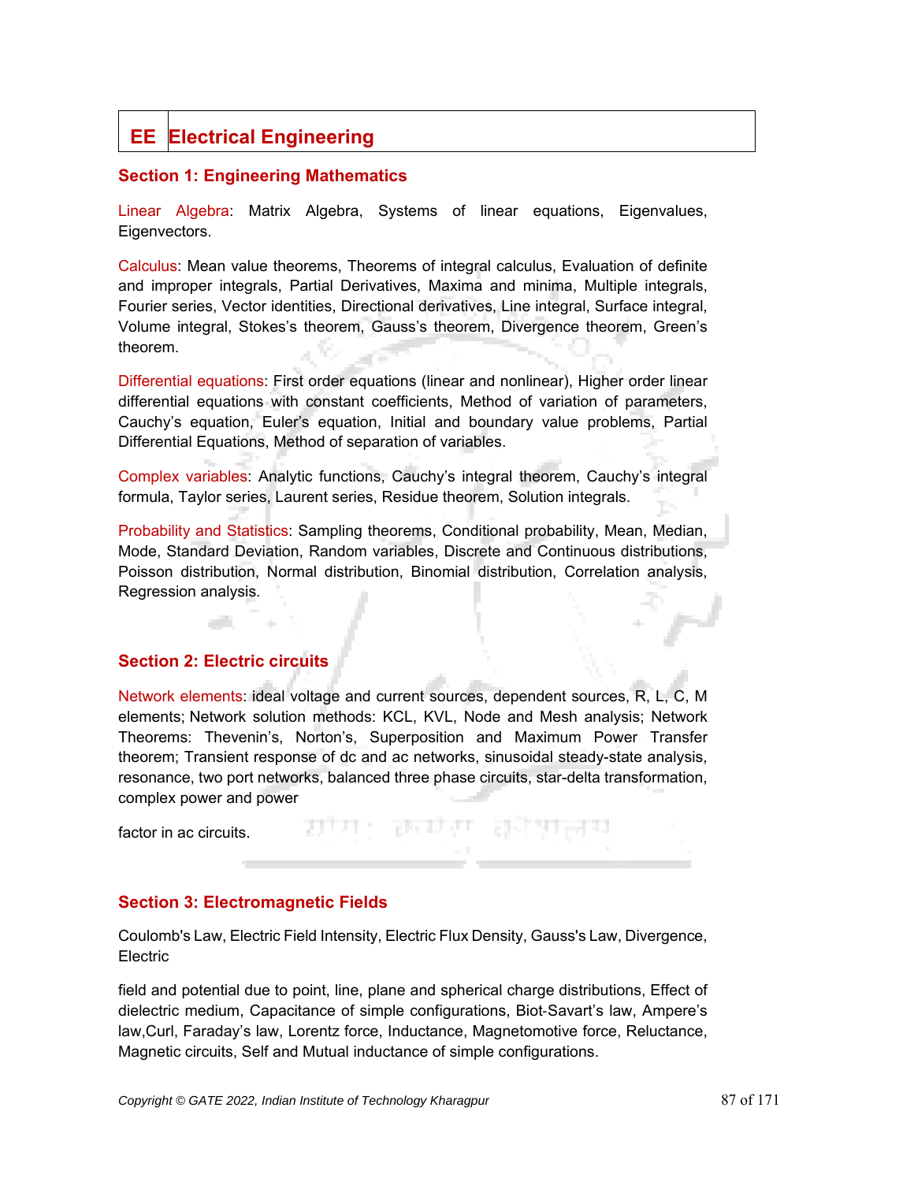# EE Electrical Engineering

## Section 1: Engineering Mathematics

Linear Algebra: Matrix Algebra, Systems of linear equations, Eigenvalues, Eigenvectors.

Calculus: Mean value theorems, Theorems of integral calculus, Evaluation of definite and improper integrals, Partial Derivatives, Maxima and minima, Multiple integrals, Fourier series, Vector identities, Directional derivatives, Line integral, Surface integral, Volume integral, Stokes's theorem, Gauss's theorem, Divergence theorem, Green's theorem.

Differential equations: First order equations (linear and nonlinear), Higher order linear differential equations with constant coefficients, Method of variation of parameters, Cauchy's equation, Euler's equation, Initial and boundary value problems, Partial Differential Equations, Method of separation of variables.

Complex variables: Analytic functions, Cauchy's integral theorem, Cauchy's integral formula, Taylor series, Laurent series, Residue theorem, Solution integrals.

Probability and Statistics: Sampling theorems, Conditional probability, Mean, Median, Mode, Standard Deviation, Random variables, Discrete and Continuous distributions, Poisson distribution, Normal distribution, Binomial distribution, Correlation analysis, Regression analysis.

## Section 2: Electric circuits

Network elements: ideal voltage and current sources, dependent sources, R, L, C, M elements; Network solution methods: KCL, KVL, Node and Mesh analysis; Network Theorems: Thevenin's, Norton's, Superposition and Maximum Power Transfer theorem; Transient response of dc and ac networks, sinusoidal steady-state analysis, resonance, two port networks, balanced three phase circuits, star-delta transformation, complex power and power

factor in ac circuits.

## Section 3: Electromagnetic Fields

Coulomb's Law, Electric Field Intensity, Electric Flux Density, Gauss's Law, Divergence, Electric

field and potential due to point, line, plane and spherical charge distributions, Effect of dielectric medium, Capacitance of simple configurations, Biot‐Savart's law, Ampere's law,Curl, Faraday's law, Lorentz force, Inductance, Magnetomotive force, Reluctance, Magnetic circuits, Self and Mutual inductance of simple configurations.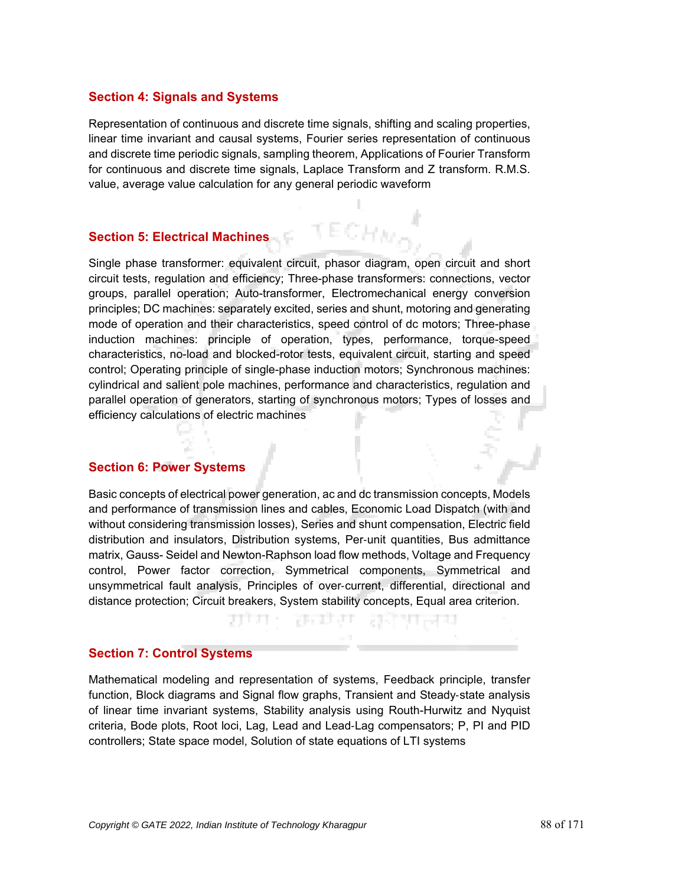## Section 4: Signals and Systems

Representation of continuous and discrete time signals, shifting and scaling properties, linear time invariant and causal systems, Fourier series representation of continuous and discrete time periodic signals, sampling theorem, Applications of Fourier Transform for continuous and discrete time signals, Laplace Transform and Z transform. R.M.S. value, average value calculation for any general periodic waveform

## Section 5: Electrical Machines

Single phase transformer: equivalent circuit, phasor diagram, open circuit and short circuit tests, regulation and efficiency; Three-phase transformers: connections, vector groups, parallel operation; Auto-transformer, Electromechanical energy conversion principles; DC machines: separately excited, series and shunt, motoring and generating mode of operation and their characteristics, speed control of dc motors; Three-phase induction machines: principle of operation, types, performance, torque-speed characteristics, no-load and blocked-rotor tests, equivalent circuit, starting and speed control; Operating principle of single-phase induction motors; Synchronous machines: cylindrical and salient pole machines, performance and characteristics, regulation and parallel operation of generators, starting of synchronous motors; Types of losses and efficiency calculations of electric machines

## Section 6: Power Systems

Basic concepts of electrical power generation, ac and dc transmission concepts, Models and performance of transmission lines and cables, Economic Load Dispatch (with and without considering transmission losses), Series and shunt compensation, Electric field distribution and insulators, Distribution systems, Per-unit quantities, Bus admittance matrix, Gauss- Seidel and Newton-Raphson load flow methods, Voltage and Frequency control, Power factor correction, Symmetrical components, Symmetrical and unsymmetrical fault analysis, Principles of over-current, differential, directional and distance protection; Circuit breakers, System stability concepts, Equal area criterion.

## Section 7: Control Systems

Mathematical modeling and representation of systems, Feedback principle, transfer function, Block diagrams and Signal flow graphs, Transient and Steady-state analysis of linear time invariant systems, Stability analysis using Routh-Hurwitz and Nyquist criteria, Bode plots, Root loci, Lag, Lead and Lead-Lag compensators; P, PI and PID controllers; State space model, Solution of state equations of LTI systems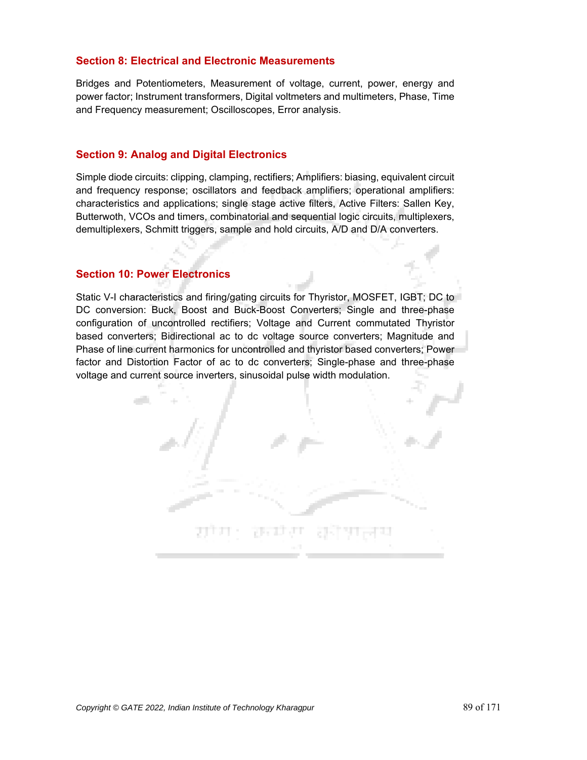### Section 8: Electrical and Electronic Measurements

Bridges and Potentiometers, Measurement of voltage, current, power, energy and power factor; Instrument transformers, Digital voltmeters and multimeters, Phase, Time and Frequency measurement; Oscilloscopes, Error analysis.

### Section 9: Analog and Digital Electronics

Simple diode circuits: clipping, clamping, rectifiers; Amplifiers: biasing, equivalent circuit and frequency response; oscillators and feedback amplifiers; operational amplifiers: characteristics and applications; single stage active filters, Active Filters: Sallen Key, Butterwoth, VCOs and timers, combinatorial and sequential logic circuits, multiplexers, demultiplexers, Schmitt triggers, sample and hold circuits, A/D and D/A converters.

### Section 10: Power Electronics

Static V-I characteristics and firing/gating circuits for Thyristor, MOSFET, IGBT; DC to DC conversion: Buck, Boost and Buck-Boost Converters; Single and three-phase configuration of uncontrolled rectifiers; Voltage and Current commutated Thyristor based converters; Bidirectional ac to dc voltage source converters; Magnitude and Phase of line current harmonics for uncontrolled and thyristor based converters; Power factor and Distortion Factor of ac to dc converters; Single-phase and three-phase voltage and current source inverters, sinusoidal pulse width modulation.